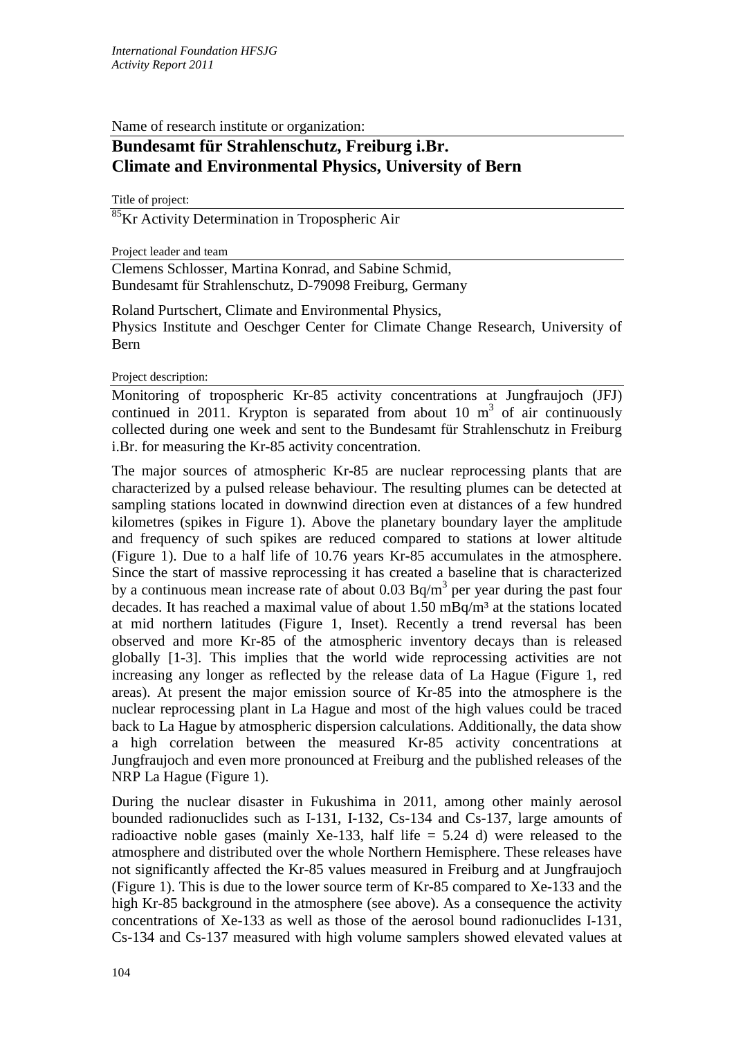Name of research institute or organization:

# Bundesamt für Strahlenschutz, Freiburg i.Br.<br>Climate and Environmental Physics, University of Bern

Title of project:

## $^{85}$Kr Activity Determination in Tropospheric Air

Project leader and team

Clemens Schlosser, Martina Konrad, and Sabine Schmid,
Bundesamt für Strahlenschutz, D-79098 Freiburg, Germany

Roland Purtschert, Climate and Environmental Physics,
Physics Institute and Oeschger Center for Climate Change Research, University of Bern

Project description:

Monitoring of tropospheric Kr-85 activity concentrations at Jungfraujoch (JFJ) continued in 2011. Krypton is separated from about 10 $m^3$ of air continuously collected during one week and sent to the Bundesamt für Strahlenschutz in Freiburg i.Br. for measuring the Kr-85 activity concentration.

The major sources of atmospheric Kr-85 are nuclear reprocessing plants that are characterized by a pulsed release behaviour. The resulting plumes can be detected at sampling stations located in downwind direction even at distances of a few hundred kilometres (spikes in Figure 1). Above the planetary boundary layer the amplitude and frequency of such spikes are reduced compared to stations at lower altitude (Figure 1). Due to a half life of 10.76 years Kr-85 accumulates in the atmosphere. Since the start of massive reprocessing it has created a baseline that is characterized by a continuous mean increase rate of about 0.03 $Bq/m^3$ per year during the past four decades. It has reached a maximal value of about 1.50 $mBq/m^3$ at the stations located at mid northern latitudes (Figure 1, Inset). Recently a trend reversal has been observed and more Kr-85 of the atmospheric inventory decays than is released globally [1-3]. This implies that the world wide reprocessing activities are not increasing any longer as reflected by the release data of La Hague (Figure 1, red areas). At present the major emission source of Kr-85 into the atmosphere is the nuclear reprocessing plant in La Hague and most of the high values could be traced back to La Hague by atmospheric dispersion calculations. Additionally, the data show a high correlation between the measured Kr-85 activity concentrations at Jungfraujoch and even more pronounced at Freiburg and the published releases of the NRP La Hague (Figure 1).

During the nuclear disaster in Fukushima in 2011, among other mainly aerosol bounded radionuclides such as I-131, I-132, Cs-134 and Cs-137, large amounts of radioactive noble gases (mainly Xe-133, half life = 5.24 d) were released to the atmosphere and distributed over the whole Northern Hemisphere. These releases have not significantly affected the Kr-85 values measured in Freiburg and at Jungfraujoch (Figure 1). This is due to the lower source term of Kr-85 compared to Xe-133 and the high Kr-85 background in the atmosphere (see above). As a consequence the activity concentrations of Xe-133 as well as those of the aerosol bound radionuclides I-131, Cs-134 and Cs-137 measured with high volume samplers showed elevated values at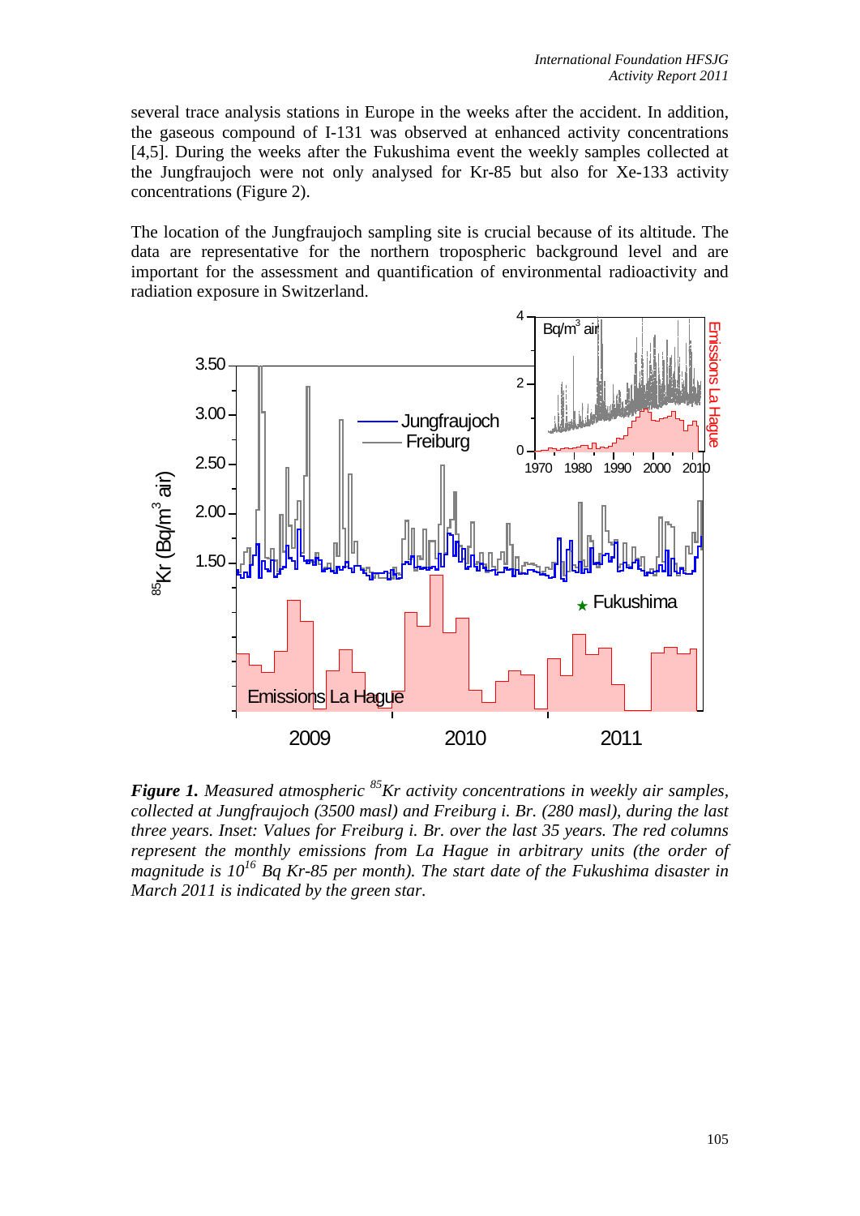several trace analysis stations in Europe in the weeks after the accident. In addition, the gaseous compound of I-131 was observed at enhanced activity concentrations [4,5]. During the weeks after the Fukushima event the weekly samples collected at the Jungfraujoch were not only analysed for Kr-85 but also for Xe-133 activity concentrations (Figure 2).

The location of the Jungfraujoch sampling site is crucial because of its altitude. The data are representative for the northern tropospheric background level and are important for the assessment and quantification of environmental radioactivity and radiation exposure in Switzerland.

***Figure 1.*** *Measured atmospheric $^{85}$Kr activity concentrations in weekly air samples, collected at Jungfraujoch (3500 masl) and Freiburg i. Br. (280 masl), during the last three years. Inset: Values for Freiburg i. Br. over the last 35 years. The red columns represent the monthly emissions from La Hague in arbitrary units (the order of magnitude is $10^{16}$ Bq Kr-85 per month). The start date of the Fukushima disaster in March 2011 is indicated by the green star.*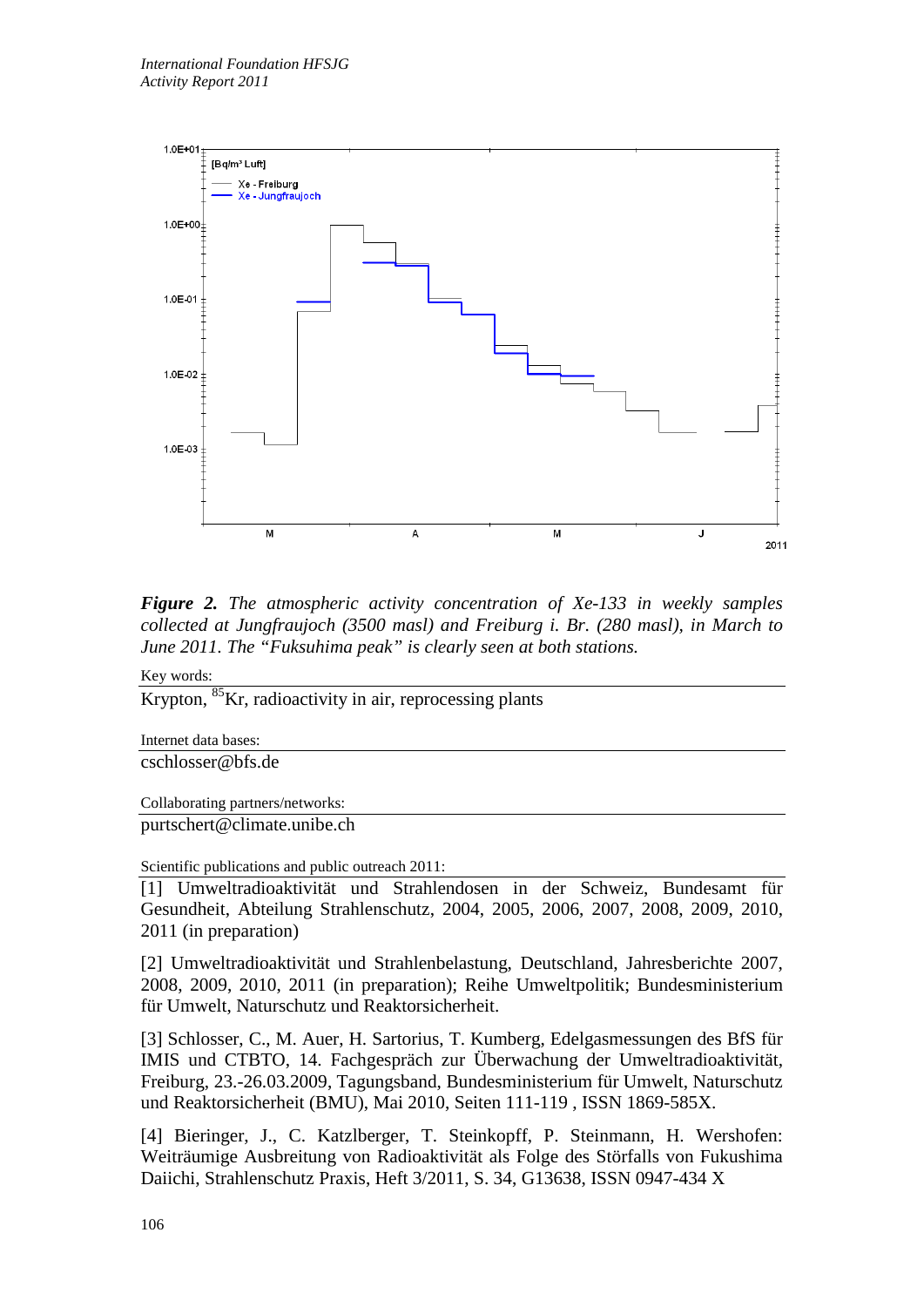***Figure 2.*** *The atmospheric activity concentration of Xe-133 in weekly samples collected at Jungfraujoch (3500 masl) and Freiburg i. Br. (280 masl), in March to June 2011. The "Fuksuhima peak" is clearly seen at both stations.*

Key words:

Krypton, $^{85}$Kr, radioactivity in air, reprocessing plants

Internet data bases:

cschlosser@bfs.de

Collaborating partners/networks:

purtschert@climate.unibe.ch

Scientific publications and public outreach 2011:

[1] Umweltradioaktivität und Strahlendosen in der Schweiz, Bundesamt für Gesundheit, Abteilung Strahlenschutz, 2004, 2005, 2006, 2007, 2008, 2009, 2010, 2011 (in preparation)

[2] Umweltradioaktivität und Strahlenbelastung, Deutschland, Jahresberichte 2007, 2008, 2009, 2010, 2011 (in preparation); Reihe Umweltpolitik; Bundesministerium für Umwelt, Naturschutz und Reaktorsicherheit.

[3] Schlosser, C., M. Auer, H. Sartorius, T. Kumberg, Edelgasmessungen des BfS für IMIS und CTBTO, 14. Fachgespräch zur Überwachung der Umweltradioaktivität, Freiburg, 23.-26.03.2009, Tagungsband, Bundesministerium für Umwelt, Naturschutz und Reaktorsicherheit (BMU), Mai 2010, Seiten 111-119 , ISSN 1869-585X.

[4] Bieringer, J., C. Katzlberger, T. Steinkopff, P. Steinmann, H. Wershofen: Weiträumige Ausbreitung von Radioaktivität als Folge des Störfalls von Fukushima Daiichi, Strahlenschutz Praxis, Heft 3/2011, S. 34, G13638, ISSN 0947-434 X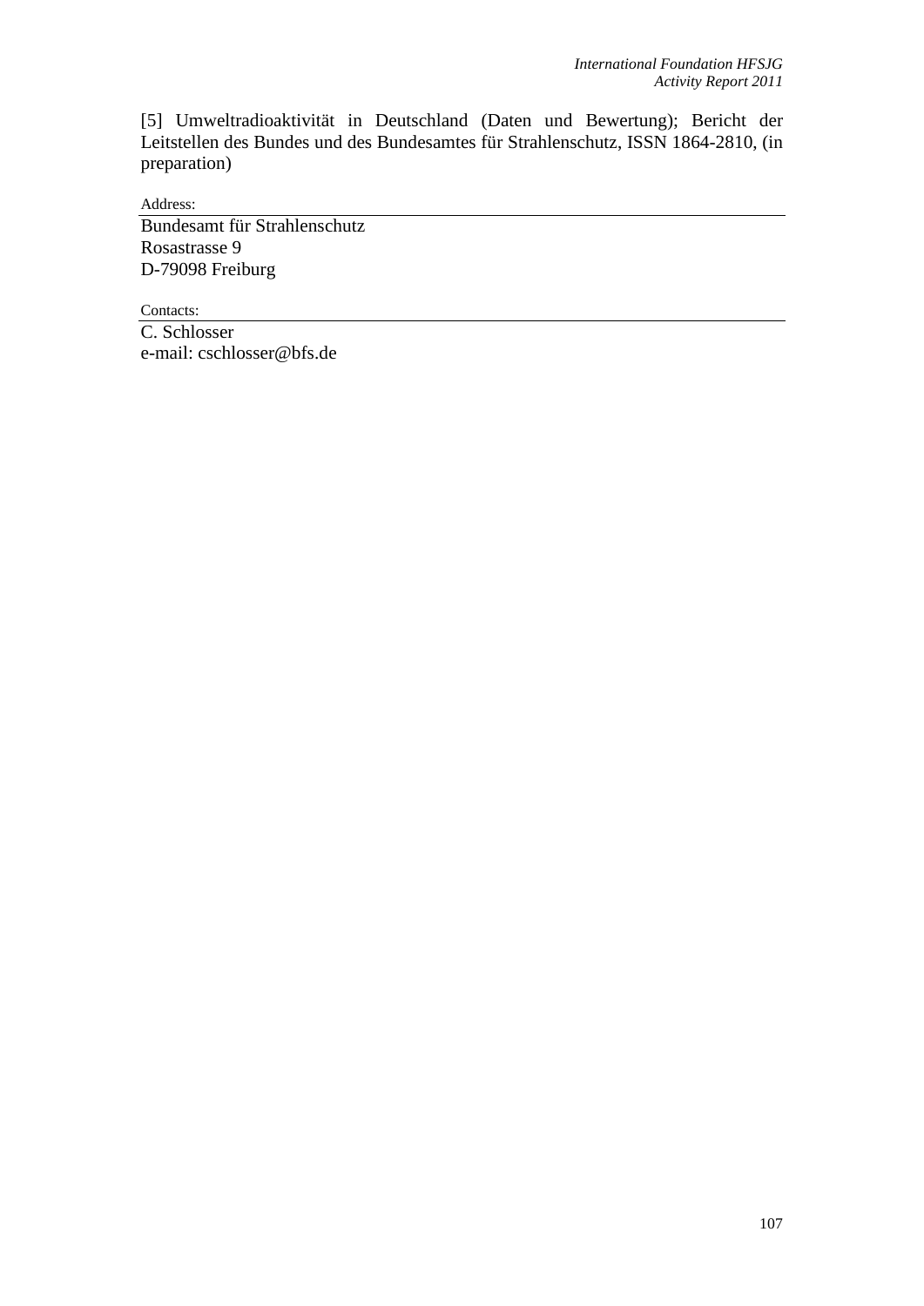[5] Umweltradioaktivität in Deutschland (Daten und Bewertung); Bericht der Leitstellen des Bundes und des Bundesamtes für Strahlenschutz, ISSN 1864-2810, (in preparation)

Address:

Bundesamt für Strahlenschutz
Rosastrasse 9
D-79098 Freiburg

Contacts:

C. Schlosser
e-mail: cschlosser@bfs.de